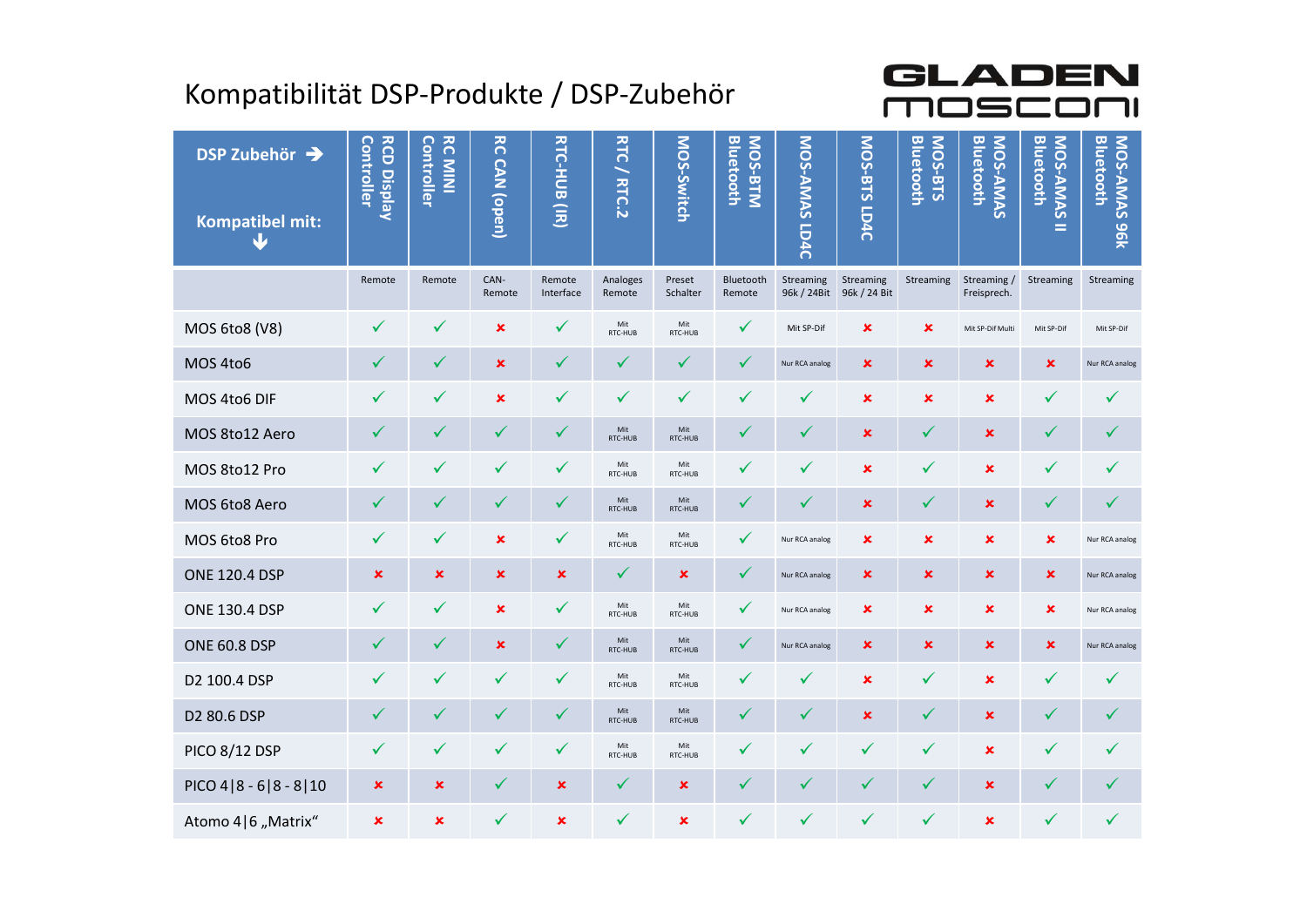# Kompatibilität DSP-Produkte / DSP-Zubehör

GLADEN mosconi

| DSP Zubehör → Kompatibel mit: ↓ | RCD Display Controller | RC MINI Controller | RC CAN (open) | RTC-HUB (IR) | RTC / RTC.2 | MOS-Switch | MOS-BTM Bluetooth | MOS-AMAS LD4C | MOS-BTS LD4C | MOS-BTS Bluetooth | MOS-AMAS Bluetooth | MOS-AMAS II Bluetooth | MOS-AMAS 96k Bluetooth |
|---|---|---|---|---|---|---|---|---|---|---|---|---|---|
| | Remote | Remote | CAN-Remote | Remote Interface | Analoges Remote | Preset Schalter | Bluetooth Remote | Streaming 96k / 24Bit | Streaming 96k / 24 Bit | Streaming | Streaming / Freisprech. | Streaming | Streaming |
| MOS 6to8 (V8) | ✓ | ✓ | ✗ | ✓ | Mit RTC-HUB | Mit RTC-HUB | ✓ | Mit SP-Dif | ✗ | ✗ | Mit SP-Dif Multi | Mit SP-Dif | Mit SP-Dif |
| MOS 4to6 | ✓ | ✓ | ✗ | ✓ | ✓ | ✓ | ✓ | Nur RCA analog | ✗ | ✗ | ✗ | ✗ | Nur RCA analog |
| MOS 4to6 DIF | ✓ | ✓ | ✗ | ✓ | ✓ | ✓ | ✓ | ✓ | ✗ | ✗ | ✗ | ✓ | ✓ |
| MOS 8to12 Aero | ✓ | ✓ | ✓ | ✓ | Mit RTC-HUB | Mit RTC-HUB | ✓ | ✓ | ✗ | ✓ | ✗ | ✓ | ✓ |
| MOS 8to12 Pro | ✓ | ✓ | ✓ | ✓ | Mit RTC-HUB | Mit RTC-HUB | ✓ | ✓ | ✗ | ✓ | ✗ | ✓ | ✓ |
| MOS 6to8 Aero | ✓ | ✓ | ✓ | ✓ | Mit RTC-HUB | Mit RTC-HUB | ✓ | ✓ | ✗ | ✓ | ✗ | ✓ | ✓ |
| MOS 6to8 Pro | ✓ | ✓ | ✗ | ✓ | Mit RTC-HUB | Mit RTC-HUB | ✓ | Nur RCA analog | ✗ | ✗ | ✗ | ✗ | Nur RCA analog |
| ONE 120.4 DSP | ✗ | ✗ | ✗ | ✗ | ✓ | ✗ | ✓ | Nur RCA analog | ✗ | ✗ | ✗ | ✗ | Nur RCA analog |
| ONE 130.4 DSP | ✓ | ✓ | ✗ | ✓ | Mit RTC-HUB | Mit RTC-HUB | ✓ | Nur RCA analog | ✗ | ✗ | ✗ | ✗ | Nur RCA analog |
| ONE 60.8 DSP | ✓ | ✓ | ✗ | ✓ | Mit RTC-HUB | Mit RTC-HUB | ✓ | Nur RCA analog | ✗ | ✗ | ✗ | ✗ | Nur RCA analog |
| D2 100.4 DSP | ✓ | ✓ | ✓ | ✓ | Mit RTC-HUB | Mit RTC-HUB | ✓ | ✓ | ✗ | ✓ | ✗ | ✓ | ✓ |
| D2 80.6 DSP | ✓ | ✓ | ✓ | ✓ | Mit RTC-HUB | Mit RTC-HUB | ✓ | ✓ | ✗ | ✓ | ✗ | ✓ | ✓ |
| PICO 8/12 DSP | ✓ | ✓ | ✓ | ✓ | Mit RTC-HUB | Mit RTC-HUB | ✓ | ✓ | ✓ | ✓ | ✗ | ✓ | ✓ |
| PICO 4\|8 - 6\|8 - 8\|10 | ✗ | ✗ | ✓ | ✗ | ✓ | ✗ | ✓ | ✓ | ✓ | ✓ | ✗ | ✓ | ✓ |
| Atomo 4\|6 „Matrix" | ✗ | ✗ | ✓ | ✗ | ✓ | ✗ | ✓ | ✓ | ✓ | ✓ | ✗ | ✓ | ✓ |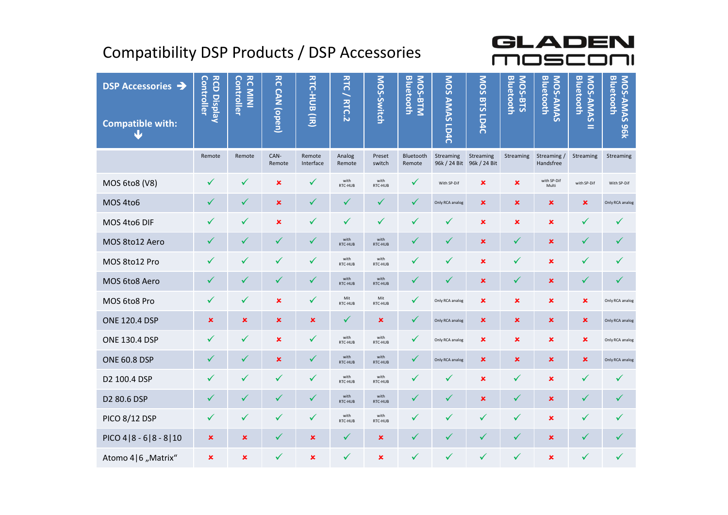# Compatibility DSP Products / DSP Accessories

GLADEN mosconi

| DSP Accessories → Compatible with: ↓ | RCD Display Controller | RC MINI Controller | RC CAN (open) | RTC-HUB (IR) | RTC / RTC.2 | MOS-Switch | MOS-BTM Bluetooth | MOS AMAS LD4C | MOS BTS LD4C | MOS-BTS Bluetooth | MOS-AMAS Bluetooth | MOS-AMAS II Bluetooth | MOS-AMAS 96k Bluetooth |
|---|---|---|---|---|---|---|---|---|---|---|---|---|---|
| | Remote | Remote | CAN-Remote | Remote Interface | Analog Remote | Preset switch | Bluetooth Remote | Streaming 96k / 24 Bit | Streaming 96k / 24 Bit | Streaming | Streaming / Handsfree | Streaming | Streaming |
| MOS 6to8 (V8) | ✓ | ✓ | ✗ | ✓ | with RTC-HUB | with RTC-HUB | ✓ | With SP-Dif | ✗ | ✗ | with SP-Dif Multi | with SP-Dif | With SP-Dif |
| MOS 4to6 | ✓ | ✓ | ✗ | ✓ | ✓ | ✓ | ✓ | Only RCA analog | ✗ | ✗ | ✗ | ✗ | Only RCA analog |
| MOS 4to6 DIF | ✓ | ✓ | ✗ | ✓ | ✓ | ✓ | ✓ | ✓ | ✗ | ✗ | ✗ | ✓ | ✓ |
| MOS 8to12 Aero | ✓ | ✓ | ✓ | ✓ | with RTC-HUB | with RTC-HUB | ✓ | ✓ | ✗ | ✓ | ✗ | ✓ | ✓ |
| MOS 8to12 Pro | ✓ | ✓ | ✓ | ✓ | with RTC-HUB | with RTC-HUB | ✓ | ✓ | ✗ | ✓ | ✗ | ✓ | ✓ |
| MOS 6to8 Aero | ✓ | ✓ | ✓ | ✓ | with RTC-HUB | with RTC-HUB | ✓ | ✓ | ✗ | ✓ | ✗ | ✓ | ✓ |
| MOS 6to8 Pro | ✓ | ✓ | ✗ | ✓ | Mit RTC-HUB | Mit RTC-HUB | ✓ | Only RCA analog | ✗ | ✗ | ✗ | ✗ | Only RCA analog |
| ONE 120.4 DSP | ✗ | ✗ | ✗ | ✗ | ✓ | ✗ | ✓ | Only RCA analog | ✗ | ✗ | ✗ | ✗ | Only RCA analog |
| ONE 130.4 DSP | ✓ | ✓ | ✗ | ✓ | with RTC-HUB | with RTC-HUB | ✓ | Only RCA analog | ✗ | ✗ | ✗ | ✗ | Only RCA analog |
| ONE 60.8 DSP | ✓ | ✓ | ✗ | ✓ | with RTC-HUB | with RTC-HUB | ✓ | Only RCA analog | ✗ | ✗ | ✗ | ✗ | Only RCA analog |
| D2 100.4 DSP | ✓ | ✓ | ✓ | ✓ | with RTC-HUB | with RTC-HUB | ✓ | ✓ | ✗ | ✓ | ✗ | ✓ | ✓ |
| D2 80.6 DSP | ✓ | ✓ | ✓ | ✓ | with RTC-HUB | with RTC-HUB | ✓ | ✓ | ✗ | ✓ | ✗ | ✓ | ✓ |
| PICO 8/12 DSP | ✓ | ✓ | ✓ | ✓ | with RTC-HUB | with RTC-HUB | ✓ | ✓ | ✓ | ✓ | ✗ | ✓ | ✓ |
| PICO 4\|8 - 6\|8 - 8\|10 | ✗ | ✗ | ✓ | ✗ | ✓ | ✗ | ✓ | ✓ | ✓ | ✓ | ✗ | ✓ | ✓ |
| Atomo 4\|6 „Matrix“ | ✗ | ✗ | ✓ | ✗ | ✓ | ✗ | ✓ | ✓ | ✓ | ✓ | ✗ | ✓ | ✓ |